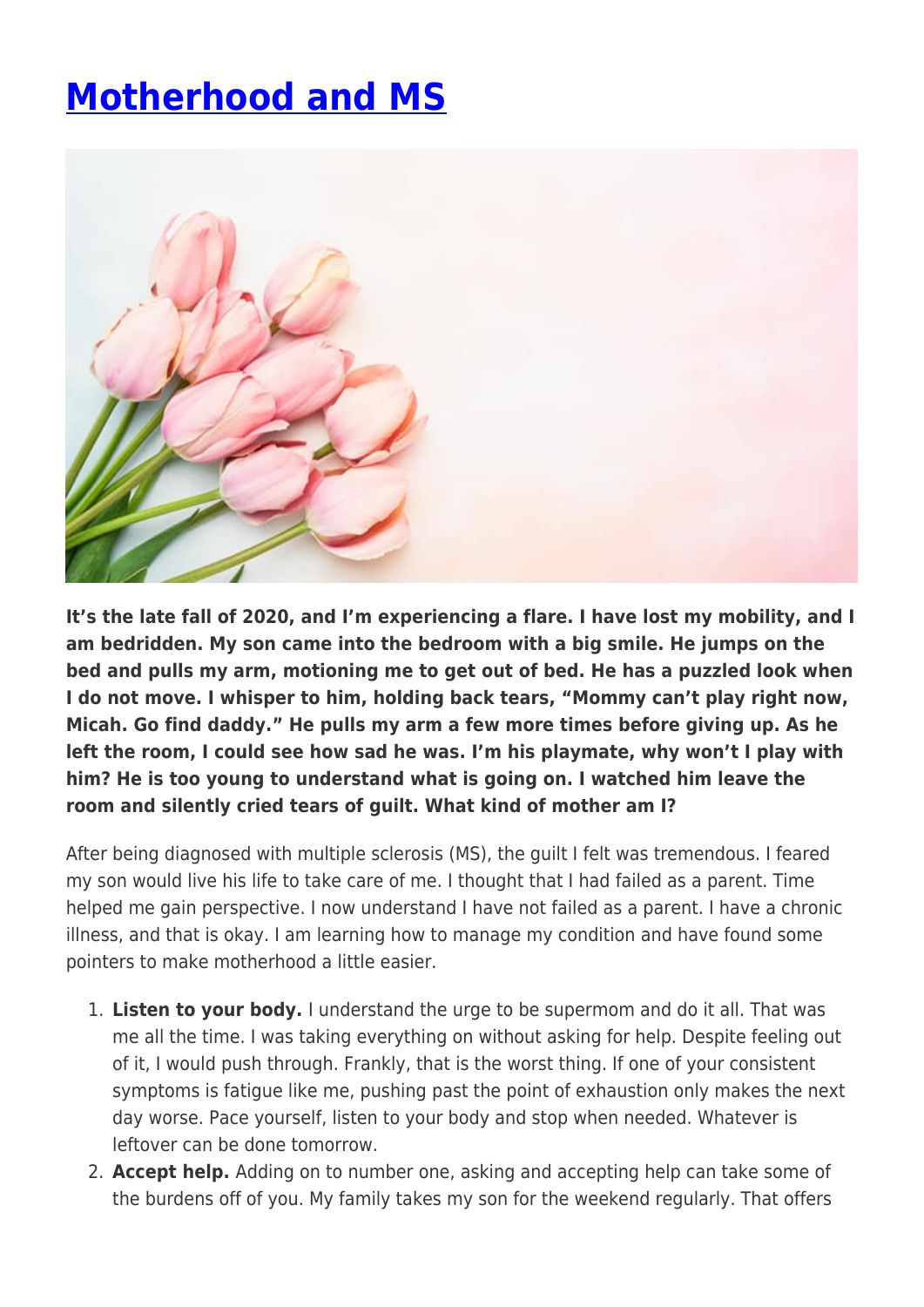# Motherhood and MS

**It's the late fall of 2020, and I'm experiencing a flare. I have lost my mobility, and I am bedridden. My son came into the bedroom with a big smile. He jumps on the bed and pulls my arm, motioning me to get out of bed. He has a puzzled look when I do not move. I whisper to him, holding back tears, "Mommy can't play right now, Micah. Go find daddy." He pulls my arm a few more times before giving up. As he left the room, I could see how sad he was. I'm his playmate, why won't I play with him? He is too young to understand what is going on. I watched him leave the room and silently cried tears of guilt. What kind of mother am I?**

After being diagnosed with multiple sclerosis (MS), the guilt I felt was tremendous. I feared my son would live his life to take care of me. I thought that I had failed as a parent. Time helped me gain perspective. I now understand I have not failed as a parent. I have a chronic illness, and that is okay. I am learning how to manage my condition and have found some pointers to make motherhood a little easier.

1. **Listen to your body.** I understand the urge to be supermom and do it all. That was me all the time. I was taking everything on without asking for help. Despite feeling out of it, I would push through. Frankly, that is the worst thing. If one of your consistent symptoms is fatigue like me, pushing past the point of exhaustion only makes the next day worse. Pace yourself, listen to your body and stop when needed. Whatever is leftover can be done tomorrow.
2. **Accept help.** Adding on to number one, asking and accepting help can take some of the burdens off of you. My family takes my son for the weekend regularly. That offers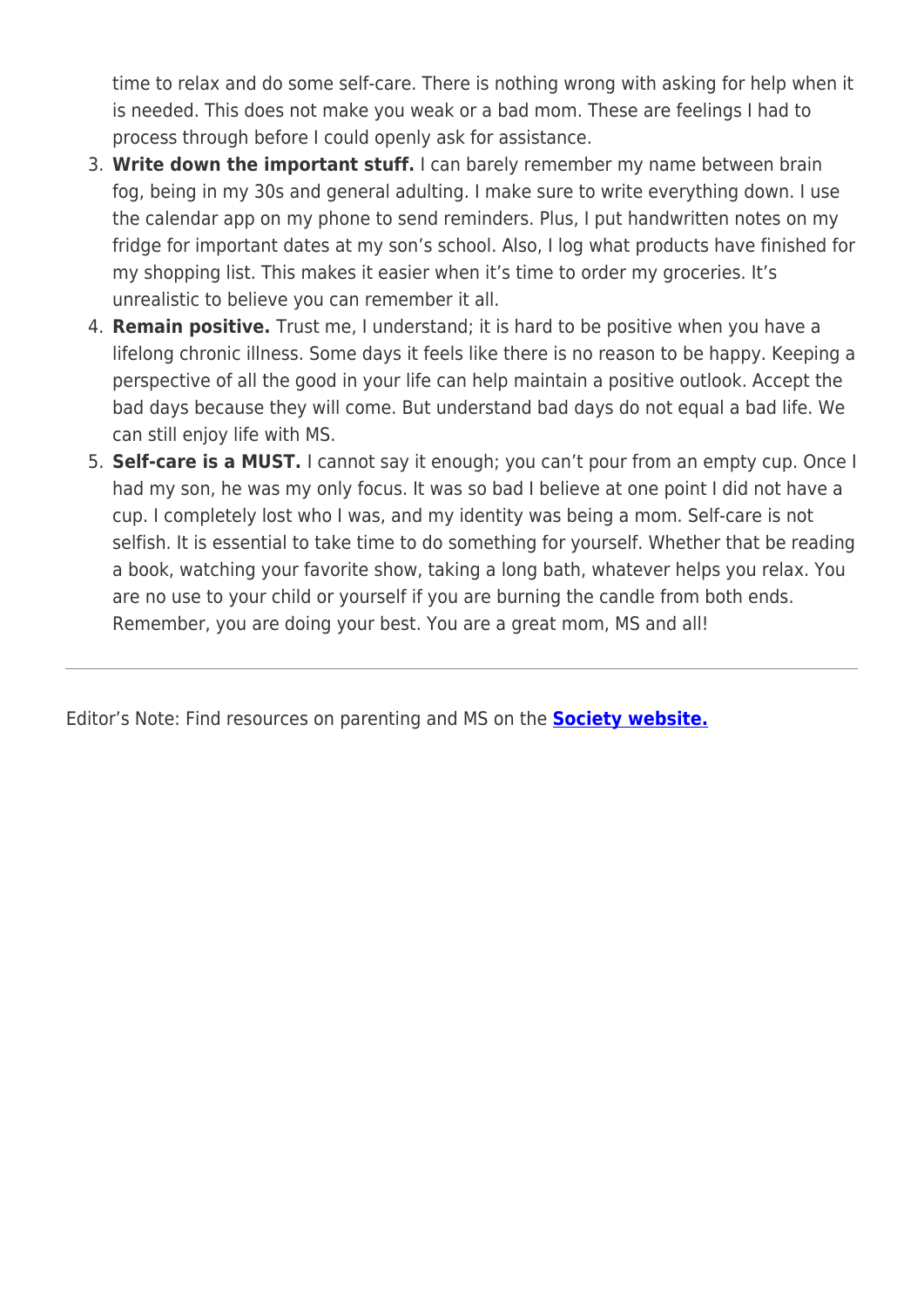time to relax and do some self-care. There is nothing wrong with asking for help when it is needed. This does not make you weak or a bad mom. These are feelings I had to process through before I could openly ask for assistance.

3. **Write down the important stuff.** I can barely remember my name between brain fog, being in my 30s and general adulting. I make sure to write everything down. I use the calendar app on my phone to send reminders. Plus, I put handwritten notes on my fridge for important dates at my son's school. Also, I log what products have finished for my shopping list. This makes it easier when it's time to order my groceries. It's unrealistic to believe you can remember it all.
4. **Remain positive.** Trust me, I understand; it is hard to be positive when you have a lifelong chronic illness. Some days it feels like there is no reason to be happy. Keeping a perspective of all the good in your life can help maintain a positive outlook. Accept the bad days because they will come. But understand bad days do not equal a bad life. We can still enjoy life with MS.
5. **Self-care is a MUST.** I cannot say it enough; you can't pour from an empty cup. Once I had my son, he was my only focus. It was so bad I believe at one point I did not have a cup. I completely lost who I was, and my identity was being a mom. Self-care is not selfish. It is essential to take time to do something for yourself. Whether that be reading a book, watching your favorite show, taking a long bath, whatever helps you relax. You are no use to your child or yourself if you are burning the candle from both ends. Remember, you are doing your best. You are a great mom, MS and all!

---

Editor's Note: Find resources on parenting and MS on the **Society website.**